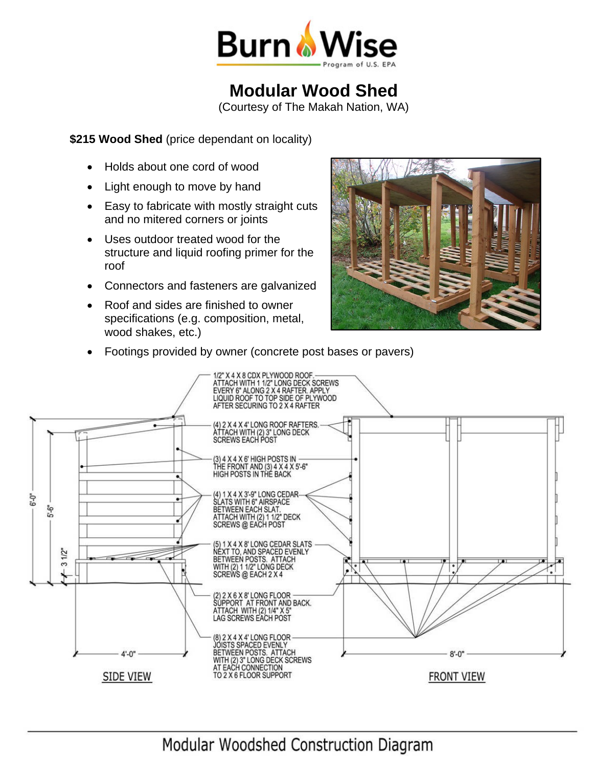# Modular Wood Shed

(Courtesy of The Makah Nation, WA)

**$215 Wood Shed** (price dependant on locality)

- Holds about one cord of wood
- Light enough to move by hand
- Easy to fabricate with mostly straight cuts and no mitered corners or joints
- Uses outdoor treated wood for the structure and liquid roofing primer for the roof
- Connectors and fasteners are galvanized
- Roof and sides are finished to owner specifications (e.g. composition, metal, wood shakes, etc.)
- Footings provided by owner (concrete post bases or pavers)

1/2" X 4 X 8 CDX PLYWOOD ROOF. ATTACH WITH 1 1/2" LONG DECK SCREWS EVERY 6" ALONG 2 X 4 RAFTER. APPLY LIQUID ROOF TO TOP SIDE OF PLYWOOD AFTER SECURING TO 2 X 4 RAFTER

(4) 2 X 4 X 4' LONG ROOF RAFTERS. ATTACH WITH (2) 3" LONG DECK SCREWS EACH POST

(3) 4 X 4 X 6' HIGH POSTS IN THE FRONT AND (3) 4 X 4 X 5'-6" HIGH POSTS IN THE BACK

(4) 1 X 4 X 3'-9" LONG CEDAR SLATS WITH 6" AIRSPACE BETWEEN EACH SLAT. ATTACH WITH (2) 1 1/2" DECK SCREWS @ EACH POST

(5) 1 X 4 X 8' LONG CEDAR SLATS NEXT TO, AND SPACED EVENLY BETWEEN POSTS. ATTACH WITH (2) 1 1/2" LONG DECK SCREWS @ EACH 2 X 4

(2) 2 X 6 X 8' LONG FLOOR SUPPORT AT FRONT AND BACK. ATTACH WITH (2) 1/4" X 5" LAG SCREWS EACH POST

(8) 2 X 4 X 4' LONG FLOOR JOISTS SPACED EVENLY BETWEEN POSTS. ATTACH WITH (2) 3" LONG DECK SCREWS AT EACH CONNECTION TO 2 X 6 FLOOR SUPPORT

6'-0" 5'-6" 3 1/2" 4'-0" 8'-0"

SIDE VIEW

FRONT VIEW

Modular Woodshed Construction Diagram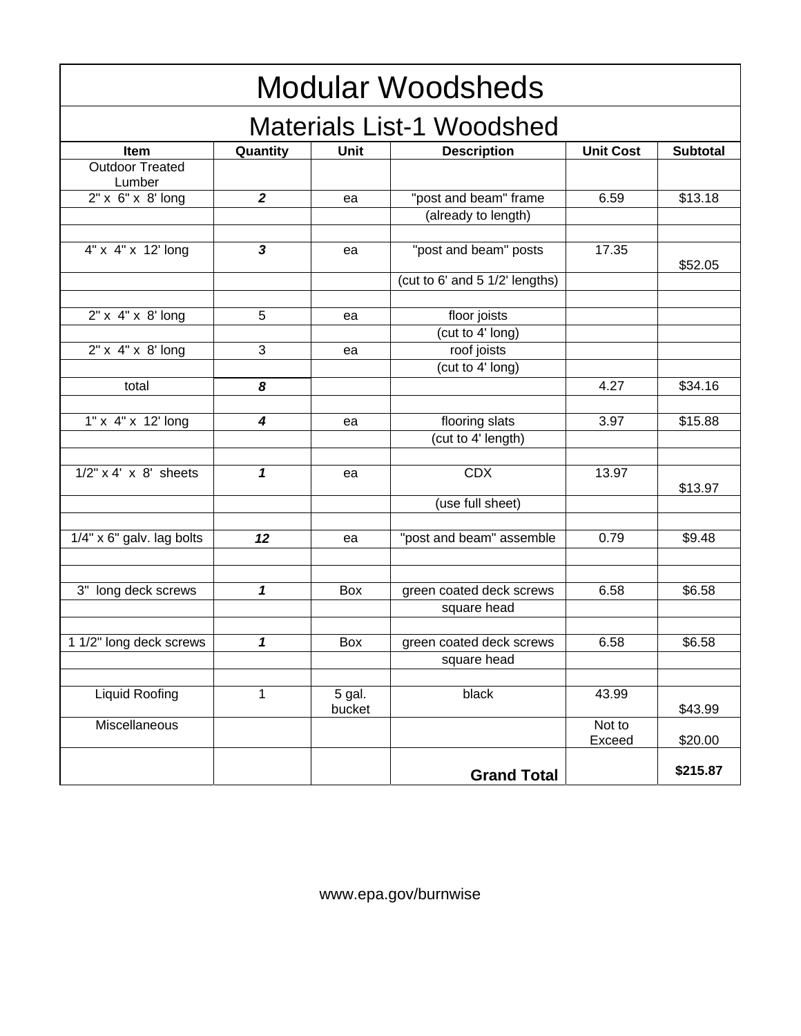# Modular Woodsheds

## Materials List-1 Woodshed

| Item | Quantity | Unit | Description | Unit Cost | Subtotal |
|---|---|---|---|---|---|
| Outdoor Treated Lumber | | | | | |
| 2" x 6" x 8' long | ***2*** | ea | "post and beam" frame | 6.59 | $13.18 |
| | | | (already to length) | | |
| | | | | | |
| 4" x 4" x 12' long | ***3*** | ea | "post and beam" posts | 17.35 | $52.05 |
| | | | (cut to 6' and 5 1/2' lengths) | | |
| | | | | | |
| 2" x 4" x 8' long | 5 | ea | floor joists | | |
| | | | (cut to 4' long) | | |
| 2" x 4" x 8' long | 3 | ea | roof joists | | |
| | | | (cut to 4' long) | | |
| total | ***8*** | | | 4.27 | $34.16 |
| | | | | | |
| 1" x 4" x 12' long | ***4*** | ea | flooring slats | 3.97 | $15.88 |
| | | | (cut to 4' length) | | |
| | | | | | |
| 1/2" x 4' x 8' sheets | ***1*** | ea | CDX | 13.97 | $13.97 |
| | | | (use full sheet) | | |
| | | | | | |
| 1/4" x 6" galv. lag bolts | ***12*** | ea | "post and beam" assemble | 0.79 | $9.48 |
| | | | | | |
| | | | | | |
| 3" long deck screws | ***1*** | Box | green coated deck screws | 6.58 | $6.58 |
| | | | square head | | |
| | | | | | |
| 1 1/2" long deck screws | ***1*** | Box | green coated deck screws | 6.58 | $6.58 |
| | | | square head | | |
| | | | | | |
| Liquid Roofing | 1 | 5 gal. bucket | black | 43.99 | $43.99 |
| Miscellaneous | | | | Not to Exceed | $20.00 |
| | | | **Grand Total** | | **$215.87** |

www.epa.gov/burnwise